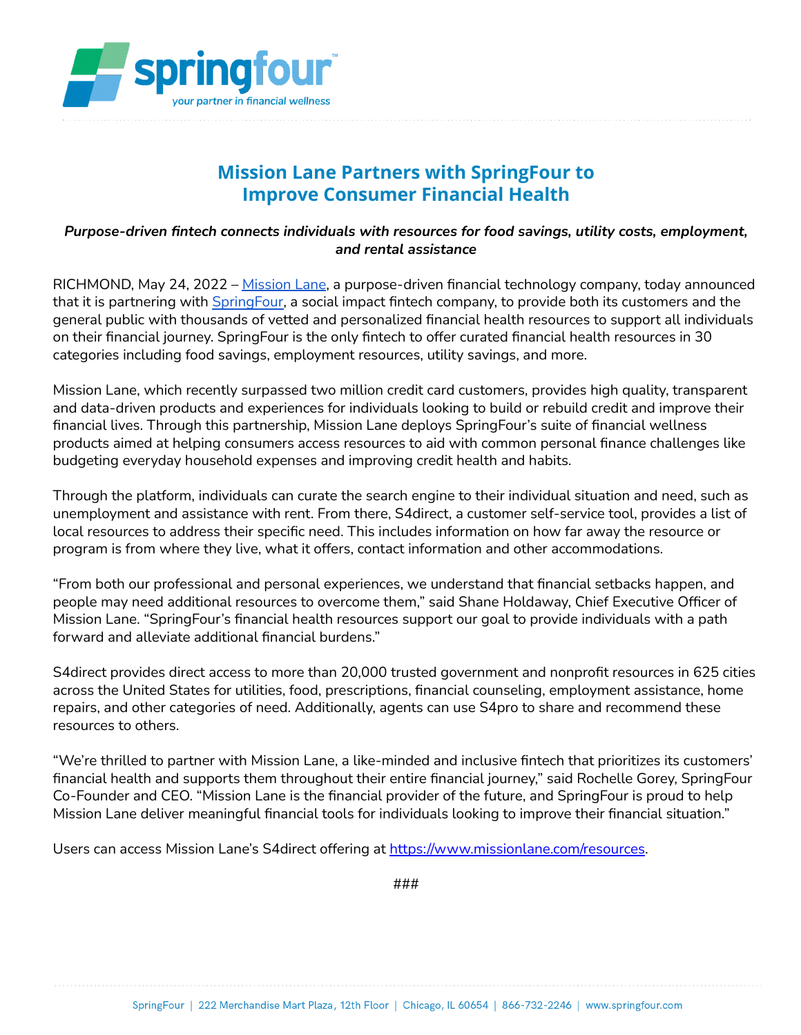# Mission Lane Partners with SpringFour to Improve Consumer Financial Health

***Purpose-driven fintech connects individuals with resources for food savings, utility costs, employment, and rental assistance***

RICHMOND, May 24, 2022 – [Mission Lane](), a purpose-driven financial technology company, today announced that it is partnering with [SpringFour](), a social impact fintech company, to provide both its customers and the general public with thousands of vetted and personalized financial health resources to support all individuals on their financial journey. SpringFour is the only fintech to offer curated financial health resources in 30 categories including food savings, employment resources, utility savings, and more.

Mission Lane, which recently surpassed two million credit card customers, provides high quality, transparent and data-driven products and experiences for individuals looking to build or rebuild credit and improve their financial lives. Through this partnership, Mission Lane deploys SpringFour's suite of financial wellness products aimed at helping consumers access resources to aid with common personal finance challenges like budgeting everyday household expenses and improving credit health and habits.

Through the platform, individuals can curate the search engine to their individual situation and need, such as unemployment and assistance with rent. From there, S4direct, a customer self-service tool, provides a list of local resources to address their specific need. This includes information on how far away the resource or program is from where they live, what it offers, contact information and other accommodations.

"From both our professional and personal experiences, we understand that financial setbacks happen, and people may need additional resources to overcome them," said Shane Holdaway, Chief Executive Officer of Mission Lane. "SpringFour's financial health resources support our goal to provide individuals with a path forward and alleviate additional financial burdens."

S4direct provides direct access to more than 20,000 trusted government and nonprofit resources in 625 cities across the United States for utilities, food, prescriptions, financial counseling, employment assistance, home repairs, and other categories of need. Additionally, agents can use S4pro to share and recommend these resources to others.

"We're thrilled to partner with Mission Lane, a like-minded and inclusive fintech that prioritizes its customers' financial health and supports them throughout their entire financial journey," said Rochelle Gorey, SpringFour Co-Founder and CEO. "Mission Lane is the financial provider of the future, and SpringFour is proud to help Mission Lane deliver meaningful financial tools for individuals looking to improve their financial situation."

Users can access Mission Lane's S4direct offering at [https://www.missionlane.com/resources](https://www.missionlane.com/resources).

###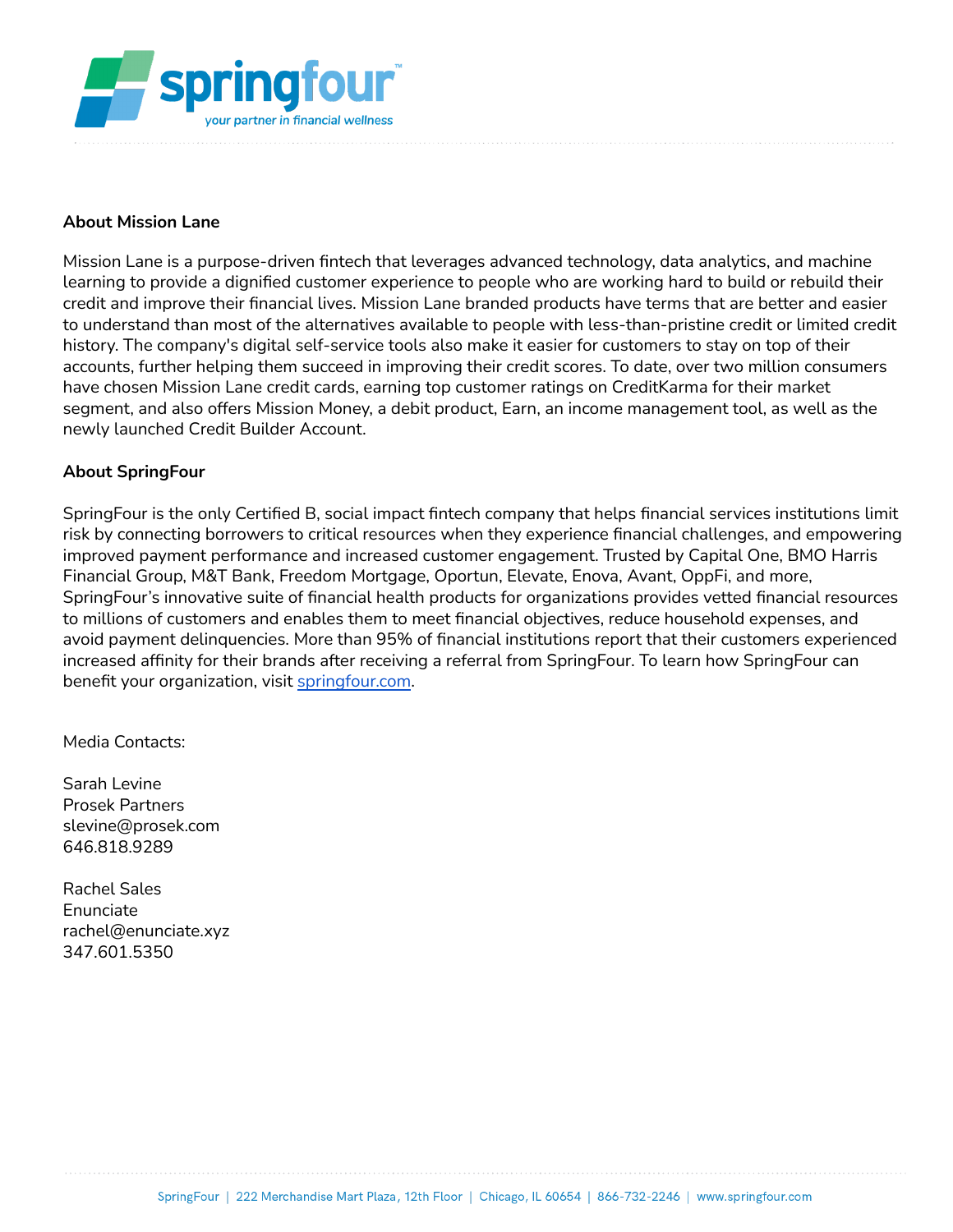**About Mission Lane**

Mission Lane is a purpose-driven fintech that leverages advanced technology, data analytics, and machine learning to provide a dignified customer experience to people who are working hard to build or rebuild their credit and improve their financial lives. Mission Lane branded products have terms that are better and easier to understand than most of the alternatives available to people with less-than-pristine credit or limited credit history. The company's digital self-service tools also make it easier for customers to stay on top of their accounts, further helping them succeed in improving their credit scores. To date, over two million consumers have chosen Mission Lane credit cards, earning top customer ratings on CreditKarma for their market segment, and also offers Mission Money, a debit product, Earn, an income management tool, as well as the newly launched Credit Builder Account.

**About SpringFour**

SpringFour is the only Certified B, social impact fintech company that helps financial services institutions limit risk by connecting borrowers to critical resources when they experience financial challenges, and empowering improved payment performance and increased customer engagement. Trusted by Capital One, BMO Harris Financial Group, M&T Bank, Freedom Mortgage, Oportun, Elevate, Enova, Avant, OppFi, and more, SpringFour's innovative suite of financial health products for organizations provides vetted financial resources to millions of customers and enables them to meet financial objectives, reduce household expenses, and avoid payment delinquencies. More than 95% of financial institutions report that their customers experienced increased affinity for their brands after receiving a referral from SpringFour. To learn how SpringFour can benefit your organization, visit [springfour.com](springfour.com).

Media Contacts:

Sarah Levine
Prosek Partners
slevine@prosek.com
646.818.9289

Rachel Sales
Enunciate
rachel@enunciate.xyz
347.601.5350